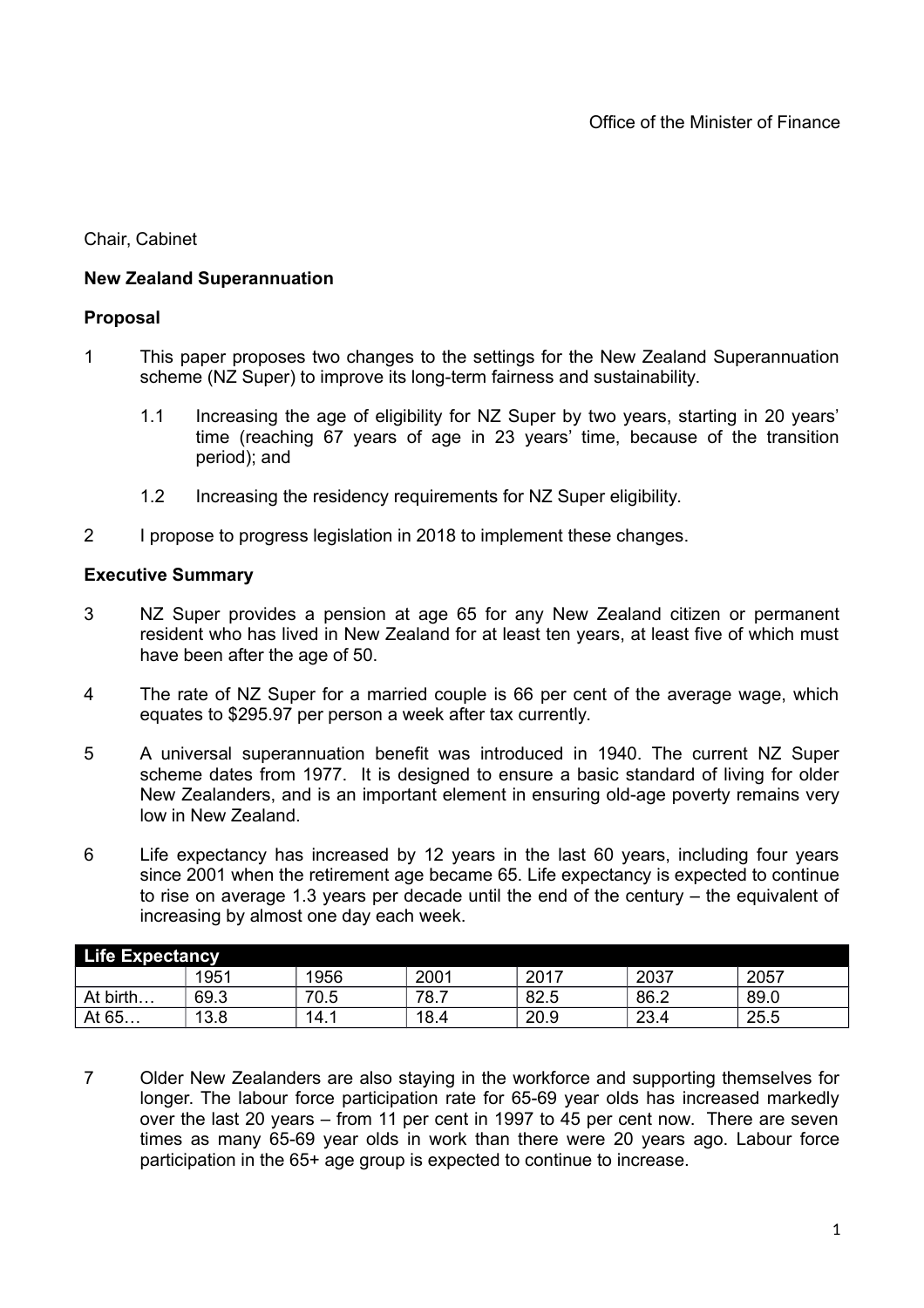Office of the Minister of Finance

Chair, Cabinet

**New Zealand Superannuation**

**Proposal**

1 This paper proposes two changes to the settings for the New Zealand Superannuation scheme (NZ Super) to improve its long-term fairness and sustainability.

1.1 Increasing the age of eligibility for NZ Super by two years, starting in 20 years' time (reaching 67 years of age in 23 years' time, because of the transition period); and

1.2 Increasing the residency requirements for NZ Super eligibility.

2 I propose to progress legislation in 2018 to implement these changes.

**Executive Summary**

3 NZ Super provides a pension at age 65 for any New Zealand citizen or permanent resident who has lived in New Zealand for at least ten years, at least five of which must have been after the age of 50.

4 The rate of NZ Super for a married couple is 66 per cent of the average wage, which equates to $295.97 per person a week after tax currently.

5 A universal superannuation benefit was introduced in 1940. The current NZ Super scheme dates from 1977. It is designed to ensure a basic standard of living for older New Zealanders, and is an important element in ensuring old-age poverty remains very low in New Zealand.

6 Life expectancy has increased by 12 years in the last 60 years, including four years since 2001 when the retirement age became 65. Life expectancy is expected to continue to rise on average 1.3 years per decade until the end of the century – the equivalent of increasing by almost one day each week.

| **Life Expectancy** | | | | | | |
|---|---|---|---|---|---|---|
| | 1951 | 1956 | 2001 | 2017 | 2037 | 2057 |
| At birth… | 69.3 | 70.5 | 78.7 | 82.5 | 86.2 | 89.0 |
| At 65… | 13.8 | 14.1 | 18.4 | 20.9 | 23.4 | 25.5 |

7 Older New Zealanders are also staying in the workforce and supporting themselves for longer. The labour force participation rate for 65-69 year olds has increased markedly over the last 20 years – from 11 per cent in 1997 to 45 per cent now. There are seven times as many 65-69 year olds in work than there were 20 years ago. Labour force participation in the 65+ age group is expected to continue to increase.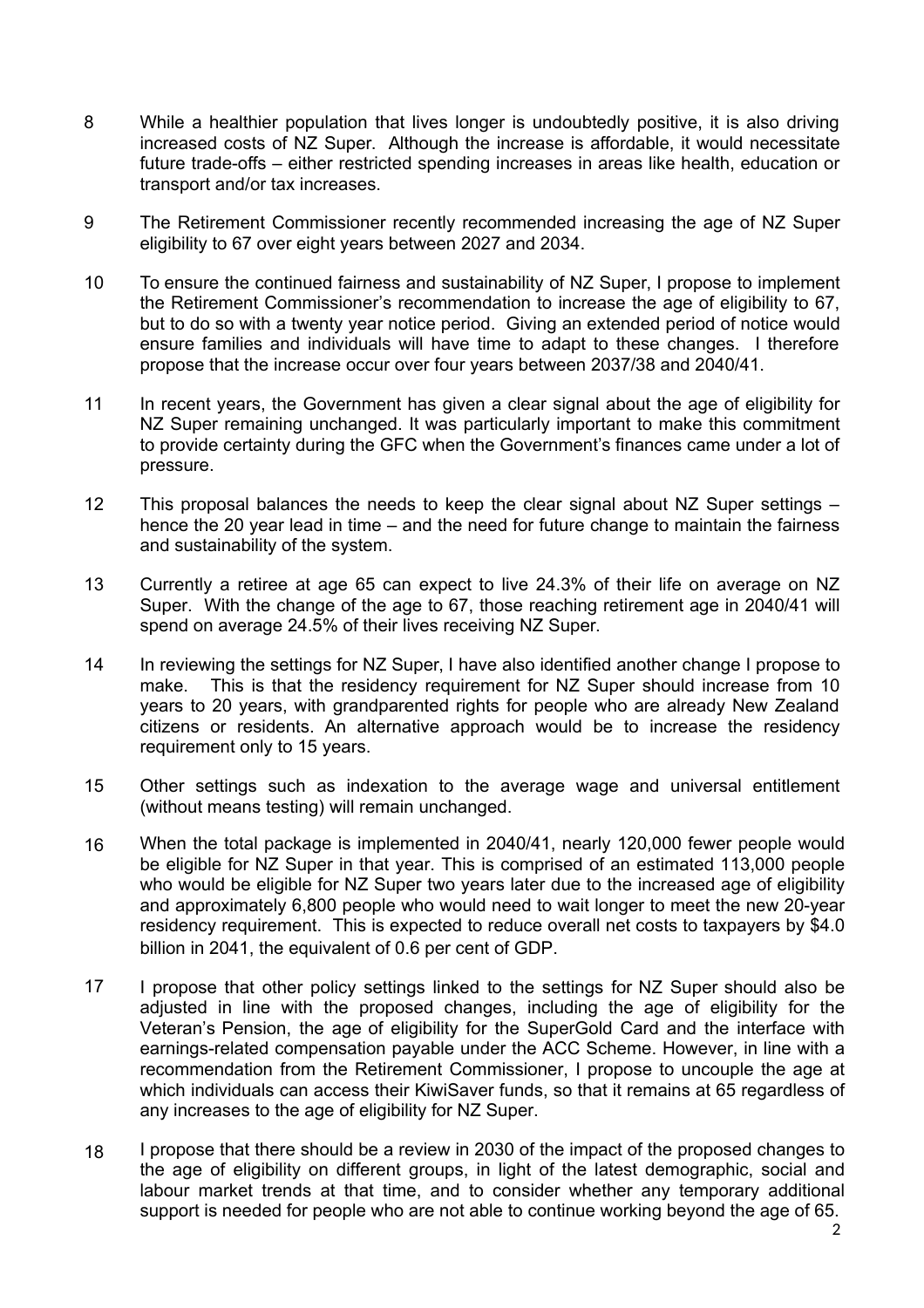8 While a healthier population that lives longer is undoubtedly positive, it is also driving increased costs of NZ Super. Although the increase is affordable, it would necessitate future trade-offs – either restricted spending increases in areas like health, education or transport and/or tax increases.

9 The Retirement Commissioner recently recommended increasing the age of NZ Super eligibility to 67 over eight years between 2027 and 2034.

10 To ensure the continued fairness and sustainability of NZ Super, I propose to implement the Retirement Commissioner's recommendation to increase the age of eligibility to 67, but to do so with a twenty year notice period. Giving an extended period of notice would ensure families and individuals will have time to adapt to these changes. I therefore propose that the increase occur over four years between 2037/38 and 2040/41.

11 In recent years, the Government has given a clear signal about the age of eligibility for NZ Super remaining unchanged. It was particularly important to make this commitment to provide certainty during the GFC when the Government's finances came under a lot of pressure.

12 This proposal balances the needs to keep the clear signal about NZ Super settings – hence the 20 year lead in time – and the need for future change to maintain the fairness and sustainability of the system.

13 Currently a retiree at age 65 can expect to live 24.3% of their life on average on NZ Super. With the change of the age to 67, those reaching retirement age in 2040/41 will spend on average 24.5% of their lives receiving NZ Super.

14 In reviewing the settings for NZ Super, I have also identified another change I propose to make. This is that the residency requirement for NZ Super should increase from 10 years to 20 years, with grandparented rights for people who are already New Zealand citizens or residents. An alternative approach would be to increase the residency requirement only to 15 years.

15 Other settings such as indexation to the average wage and universal entitlement (without means testing) will remain unchanged.

16 When the total package is implemented in 2040/41, nearly 120,000 fewer people would be eligible for NZ Super in that year. This is comprised of an estimated 113,000 people who would be eligible for NZ Super two years later due to the increased age of eligibility and approximately 6,800 people who would need to wait longer to meet the new 20-year residency requirement. This is expected to reduce overall net costs to taxpayers by $4.0 billion in 2041, the equivalent of 0.6 per cent of GDP.

17 I propose that other policy settings linked to the settings for NZ Super should also be adjusted in line with the proposed changes, including the age of eligibility for the Veteran's Pension, the age of eligibility for the SuperGold Card and the interface with earnings-related compensation payable under the ACC Scheme. However, in line with a recommendation from the Retirement Commissioner, I propose to uncouple the age at which individuals can access their KiwiSaver funds, so that it remains at 65 regardless of any increases to the age of eligibility for NZ Super.

18 I propose that there should be a review in 2030 of the impact of the proposed changes to the age of eligibility on different groups, in light of the latest demographic, social and labour market trends at that time, and to consider whether any temporary additional support is needed for people who are not able to continue working beyond the age of 65.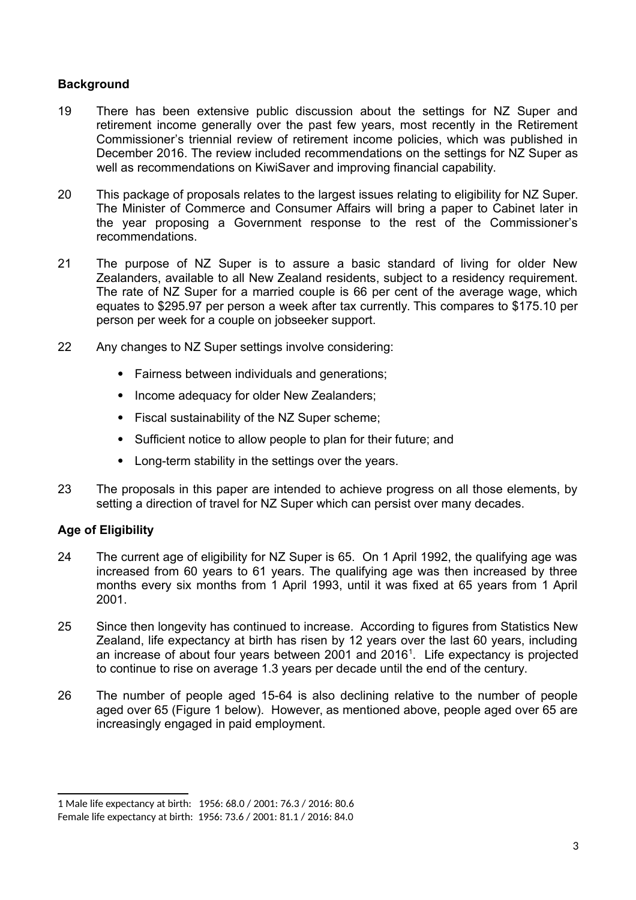## Background

19 There has been extensive public discussion about the settings for NZ Super and retirement income generally over the past few years, most recently in the Retirement Commissioner's triennial review of retirement income policies, which was published in December 2016. The review included recommendations on the settings for NZ Super as well as recommendations on KiwiSaver and improving financial capability.

20 This package of proposals relates to the largest issues relating to eligibility for NZ Super. The Minister of Commerce and Consumer Affairs will bring a paper to Cabinet later in the year proposing a Government response to the rest of the Commissioner's recommendations.

21 The purpose of NZ Super is to assure a basic standard of living for older New Zealanders, available to all New Zealand residents, subject to a residency requirement. The rate of NZ Super for a married couple is 66 per cent of the average wage, which equates to $295.97 per person a week after tax currently. This compares to $175.10 per person per week for a couple on jobseeker support.

22 Any changes to NZ Super settings involve considering:

- Fairness between individuals and generations;
- Income adequacy for older New Zealanders;
- Fiscal sustainability of the NZ Super scheme;
- Sufficient notice to allow people to plan for their future; and
- Long-term stability in the settings over the years.

23 The proposals in this paper are intended to achieve progress on all those elements, by setting a direction of travel for NZ Super which can persist over many decades.

## Age of Eligibility

24 The current age of eligibility for NZ Super is 65. On 1 April 1992, the qualifying age was increased from 60 years to 61 years. The qualifying age was then increased by three months every six months from 1 April 1993, until it was fixed at 65 years from 1 April 2001.

25 Since then longevity has continued to increase. According to figures from Statistics New Zealand, life expectancy at birth has risen by 12 years over the last 60 years, including an increase of about four years between 2001 and 2016[1]. Life expectancy is projected to continue to rise on average 1.3 years per decade until the end of the century.

26 The number of people aged 15-64 is also declining relative to the number of people aged over 65 (Figure 1 below). However, as mentioned above, people aged over 65 are increasingly engaged in paid employment.

---

1 Male life expectancy at birth: 1956: 68.0 / 2001: 76.3 / 2016: 80.6
Female life expectancy at birth: 1956: 73.6 / 2001: 81.1 / 2016: 84.0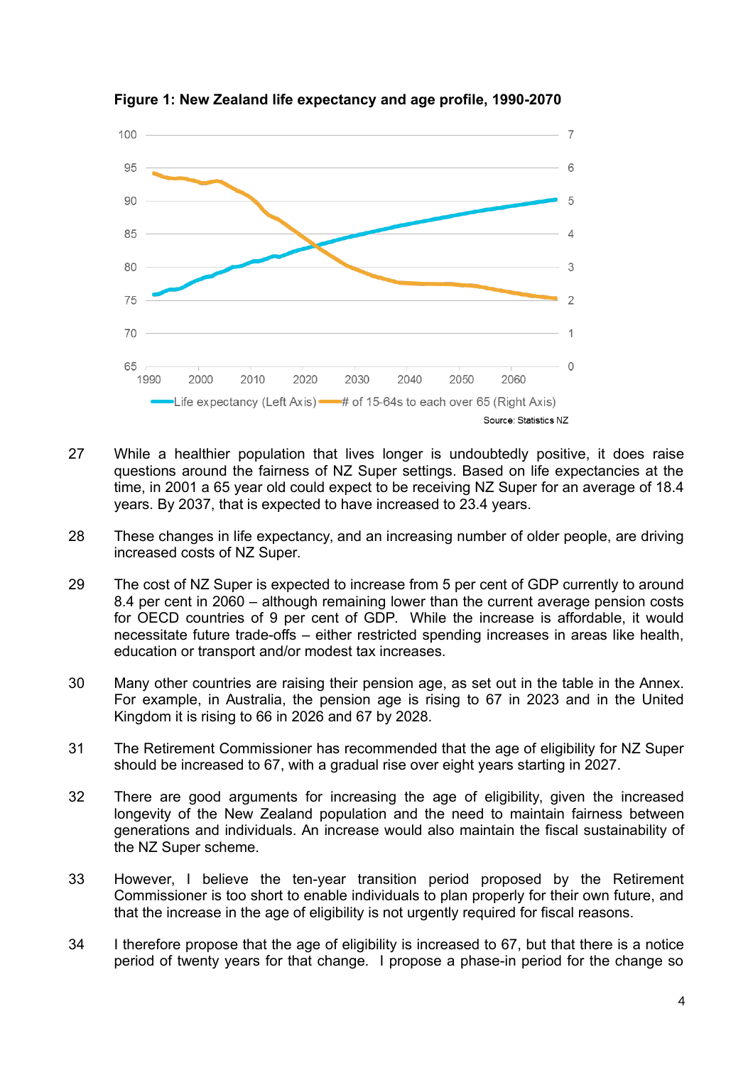**Figure 1: New Zealand life expectancy and age profile, 1990-2070**

Source: Statistics NZ

27 While a healthier population that lives longer is undoubtedly positive, it does raise questions around the fairness of NZ Super settings. Based on life expectancies at the time, in 2001 a 65 year old could expect to be receiving NZ Super for an average of 18.4 years. By 2037, that is expected to have increased to 23.4 years.

28 These changes in life expectancy, and an increasing number of older people, are driving increased costs of NZ Super.

29 The cost of NZ Super is expected to increase from 5 per cent of GDP currently to around 8.4 per cent in 2060 – although remaining lower than the current average pension costs for OECD countries of 9 per cent of GDP. While the increase is affordable, it would necessitate future trade-offs – either restricted spending increases in areas like health, education or transport and/or modest tax increases.

30 Many other countries are raising their pension age, as set out in the table in the Annex. For example, in Australia, the pension age is rising to 67 in 2023 and in the United Kingdom it is rising to 66 in 2026 and 67 by 2028.

31 The Retirement Commissioner has recommended that the age of eligibility for NZ Super should be increased to 67, with a gradual rise over eight years starting in 2027.

32 There are good arguments for increasing the age of eligibility, given the increased longevity of the New Zealand population and the need to maintain fairness between generations and individuals. An increase would also maintain the fiscal sustainability of the NZ Super scheme.

33 However, I believe the ten-year transition period proposed by the Retirement Commissioner is too short to enable individuals to plan properly for their own future, and that the increase in the age of eligibility is not urgently required for fiscal reasons.

34 I therefore propose that the age of eligibility is increased to 67, but that there is a notice period of twenty years for that change. I propose a phase-in period for the change so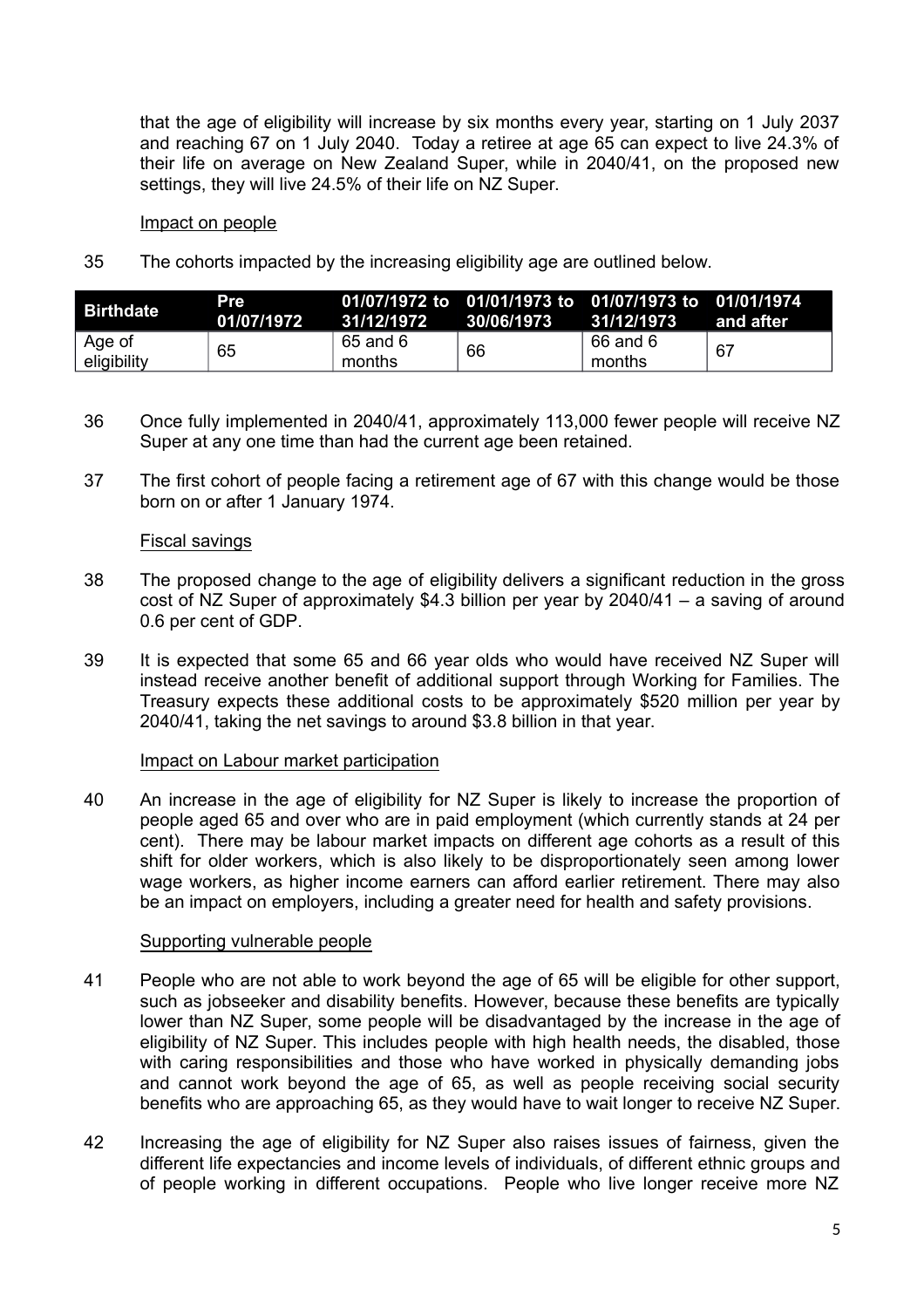that the age of eligibility will increase by six months every year, starting on 1 July 2037 and reaching 67 on 1 July 2040. Today a retiree at age 65 can expect to live 24.3% of their life on average on New Zealand Super, while in 2040/41, on the proposed new settings, they will live 24.5% of their life on NZ Super.

Impact on people

35 The cohorts impacted by the increasing eligibility age are outlined below.

| Birthdate | Pre 01/07/1972 | 01/07/1972 to 31/12/1972 | 01/01/1973 to 30/06/1973 | 01/07/1973 to 31/12/1973 | 01/01/1974 and after |
|---|---|---|---|---|---|
| Age of eligibility | 65 | 65 and 6 months | 66 | 66 and 6 months | 67 |

36 Once fully implemented in 2040/41, approximately 113,000 fewer people will receive NZ Super at any one time than had the current age been retained.

37 The first cohort of people facing a retirement age of 67 with this change would be those born on or after 1 January 1974.

Fiscal savings

38 The proposed change to the age of eligibility delivers a significant reduction in the gross cost of NZ Super of approximately $4.3 billion per year by 2040/41 – a saving of around 0.6 per cent of GDP.

39 It is expected that some 65 and 66 year olds who would have received NZ Super will instead receive another benefit of additional support through Working for Families. The Treasury expects these additional costs to be approximately $520 million per year by 2040/41, taking the net savings to around $3.8 billion in that year.

Impact on Labour market participation

40 An increase in the age of eligibility for NZ Super is likely to increase the proportion of people aged 65 and over who are in paid employment (which currently stands at 24 per cent). There may be labour market impacts on different age cohorts as a result of this shift for older workers, which is also likely to be disproportionately seen among lower wage workers, as higher income earners can afford earlier retirement. There may also be an impact on employers, including a greater need for health and safety provisions.

Supporting vulnerable people

41 People who are not able to work beyond the age of 65 will be eligible for other support, such as jobseeker and disability benefits. However, because these benefits are typically lower than NZ Super, some people will be disadvantaged by the increase in the age of eligibility of NZ Super. This includes people with high health needs, the disabled, those with caring responsibilities and those who have worked in physically demanding jobs and cannot work beyond the age of 65, as well as people receiving social security benefits who are approaching 65, as they would have to wait longer to receive NZ Super.

42 Increasing the age of eligibility for NZ Super also raises issues of fairness, given the different life expectancies and income levels of individuals, of different ethnic groups and of people working in different occupations. People who live longer receive more NZ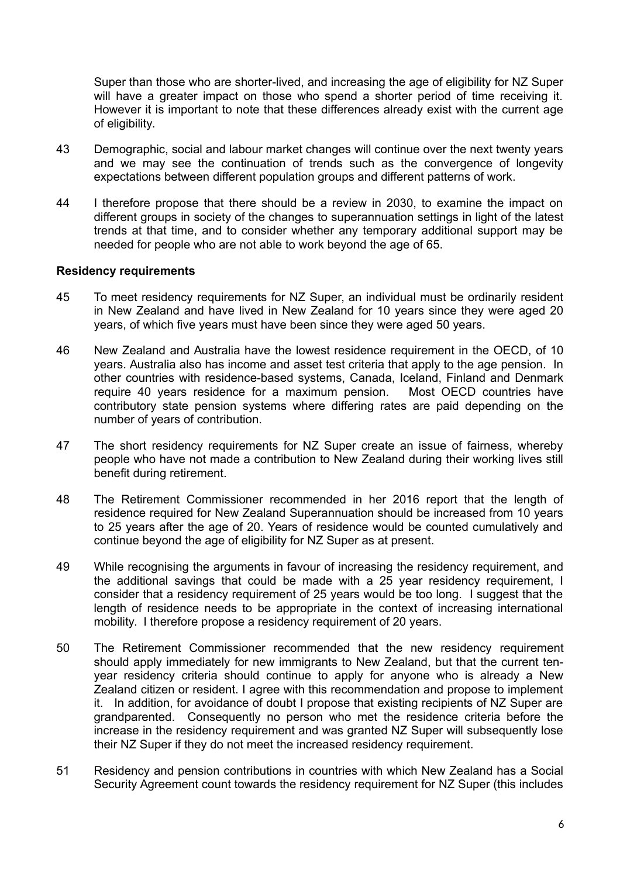Super than those who are shorter-lived, and increasing the age of eligibility for NZ Super will have a greater impact on those who spend a shorter period of time receiving it. However it is important to note that these differences already exist with the current age of eligibility.

43 Demographic, social and labour market changes will continue over the next twenty years and we may see the continuation of trends such as the convergence of longevity expectations between different population groups and different patterns of work.

44 I therefore propose that there should be a review in 2030, to examine the impact on different groups in society of the changes to superannuation settings in light of the latest trends at that time, and to consider whether any temporary additional support may be needed for people who are not able to work beyond the age of 65.

**Residency requirements**

45 To meet residency requirements for NZ Super, an individual must be ordinarily resident in New Zealand and have lived in New Zealand for 10 years since they were aged 20 years, of which five years must have been since they were aged 50 years.

46 New Zealand and Australia have the lowest residence requirement in the OECD, of 10 years. Australia also has income and asset test criteria that apply to the age pension. In other countries with residence-based systems, Canada, Iceland, Finland and Denmark require 40 years residence for a maximum pension. Most OECD countries have contributory state pension systems where differing rates are paid depending on the number of years of contribution.

47 The short residency requirements for NZ Super create an issue of fairness, whereby people who have not made a contribution to New Zealand during their working lives still benefit during retirement.

48 The Retirement Commissioner recommended in her 2016 report that the length of residence required for New Zealand Superannuation should be increased from 10 years to 25 years after the age of 20. Years of residence would be counted cumulatively and continue beyond the age of eligibility for NZ Super as at present.

49 While recognising the arguments in favour of increasing the residency requirement, and the additional savings that could be made with a 25 year residency requirement, I consider that a residency requirement of 25 years would be too long. I suggest that the length of residence needs to be appropriate in the context of increasing international mobility. I therefore propose a residency requirement of 20 years.

50 The Retirement Commissioner recommended that the new residency requirement should apply immediately for new immigrants to New Zealand, but that the current ten-year residency criteria should continue to apply for anyone who is already a New Zealand citizen or resident. I agree with this recommendation and propose to implement it. In addition, for avoidance of doubt I propose that existing recipients of NZ Super are grandparented. Consequently no person who met the residence criteria before the increase in the residency requirement and was granted NZ Super will subsequently lose their NZ Super if they do not meet the increased residency requirement.

51 Residency and pension contributions in countries with which New Zealand has a Social Security Agreement count towards the residency requirement for NZ Super (this includes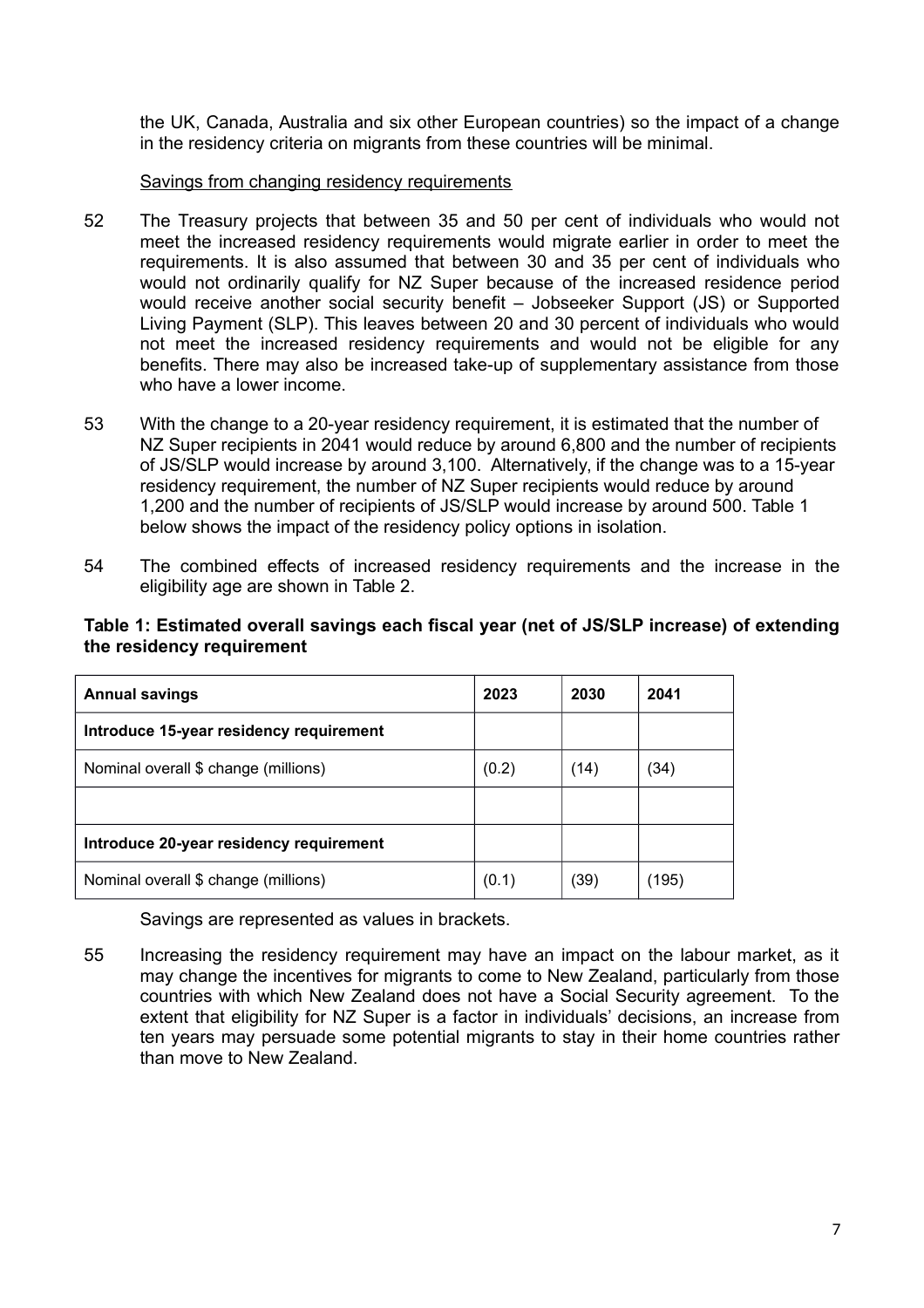the UK, Canada, Australia and six other European countries) so the impact of a change in the residency criteria on migrants from these countries will be minimal.

Savings from changing residency requirements

52 The Treasury projects that between 35 and 50 per cent of individuals who would not meet the increased residency requirements would migrate earlier in order to meet the requirements. It is also assumed that between 30 and 35 per cent of individuals who would not ordinarily qualify for NZ Super because of the increased residence period would receive another social security benefit – Jobseeker Support (JS) or Supported Living Payment (SLP). This leaves between 20 and 30 percent of individuals who would not meet the increased residency requirements and would not be eligible for any benefits. There may also be increased take-up of supplementary assistance from those who have a lower income.

53 With the change to a 20-year residency requirement, it is estimated that the number of NZ Super recipients in 2041 would reduce by around 6,800 and the number of recipients of JS/SLP would increase by around 3,100. Alternatively, if the change was to a 15-year residency requirement, the number of NZ Super recipients would reduce by around 1,200 and the number of recipients of JS/SLP would increase by around 500. Table 1 below shows the impact of the residency policy options in isolation.

54 The combined effects of increased residency requirements and the increase in the eligibility age are shown in Table 2.

**Table 1: Estimated overall savings each fiscal year (net of JS/SLP increase) of extending the residency requirement**

| **Annual savings** | **2023** | **2030** | **2041** |
|---|---|---|---|
| **Introduce 15-year residency requirement** | | | |
| Nominal overall $ change (millions) | (0.2) | (14) | (34) |
| | | | |
| **Introduce 20-year residency requirement** | | | |
| Nominal overall $ change (millions) | (0.1) | (39) | (195) |

Savings are represented as values in brackets.

55 Increasing the residency requirement may have an impact on the labour market, as it may change the incentives for migrants to come to New Zealand, particularly from those countries with which New Zealand does not have a Social Security agreement. To the extent that eligibility for NZ Super is a factor in individuals' decisions, an increase from ten years may persuade some potential migrants to stay in their home countries rather than move to New Zealand.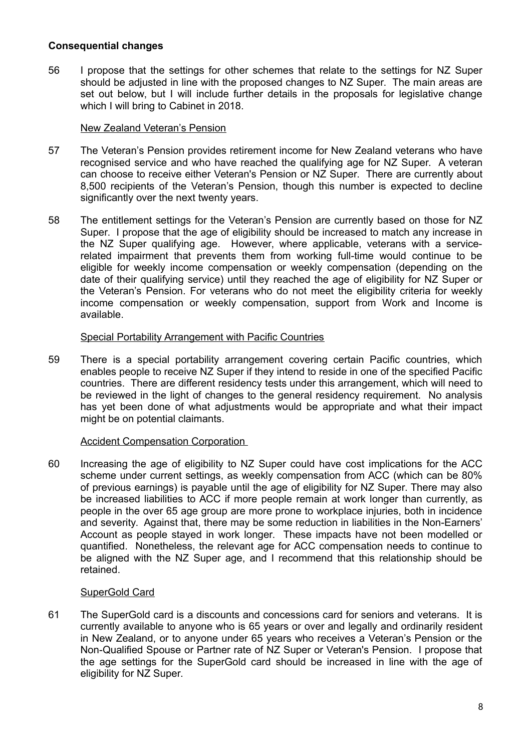**Consequential changes**

56 I propose that the settings for other schemes that relate to the settings for NZ Super should be adjusted in line with the proposed changes to NZ Super. The main areas are set out below, but I will include further details in the proposals for legislative change which I will bring to Cabinet in 2018.

New Zealand Veteran's Pension

57 The Veteran's Pension provides retirement income for New Zealand veterans who have recognised service and who have reached the qualifying age for NZ Super. A veteran can choose to receive either Veteran's Pension or NZ Super. There are currently about 8,500 recipients of the Veteran's Pension, though this number is expected to decline significantly over the next twenty years.

58 The entitlement settings for the Veteran's Pension are currently based on those for NZ Super. I propose that the age of eligibility should be increased to match any increase in the NZ Super qualifying age. However, where applicable, veterans with a service-related impairment that prevents them from working full-time would continue to be eligible for weekly income compensation or weekly compensation (depending on the date of their qualifying service) until they reached the age of eligibility for NZ Super or the Veteran's Pension. For veterans who do not meet the eligibility criteria for weekly income compensation or weekly compensation, support from Work and Income is available.

Special Portability Arrangement with Pacific Countries

59 There is a special portability arrangement covering certain Pacific countries, which enables people to receive NZ Super if they intend to reside in one of the specified Pacific countries. There are different residency tests under this arrangement, which will need to be reviewed in the light of changes to the general residency requirement. No analysis has yet been done of what adjustments would be appropriate and what their impact might be on potential claimants.

Accident Compensation Corporation

60 Increasing the age of eligibility to NZ Super could have cost implications for the ACC scheme under current settings, as weekly compensation from ACC (which can be 80% of previous earnings) is payable until the age of eligibility for NZ Super. There may also be increased liabilities to ACC if more people remain at work longer than currently, as people in the over 65 age group are more prone to workplace injuries, both in incidence and severity. Against that, there may be some reduction in liabilities in the Non-Earners' Account as people stayed in work longer. These impacts have not been modelled or quantified. Nonetheless, the relevant age for ACC compensation needs to continue to be aligned with the NZ Super age, and I recommend that this relationship should be retained.

SuperGold Card

61 The SuperGold card is a discounts and concessions card for seniors and veterans. It is currently available to anyone who is 65 years or over and legally and ordinarily resident in New Zealand, or to anyone under 65 years who receives a Veteran's Pension or the Non-Qualified Spouse or Partner rate of NZ Super or Veteran's Pension. I propose that the age settings for the SuperGold card should be increased in line with the age of eligibility for NZ Super.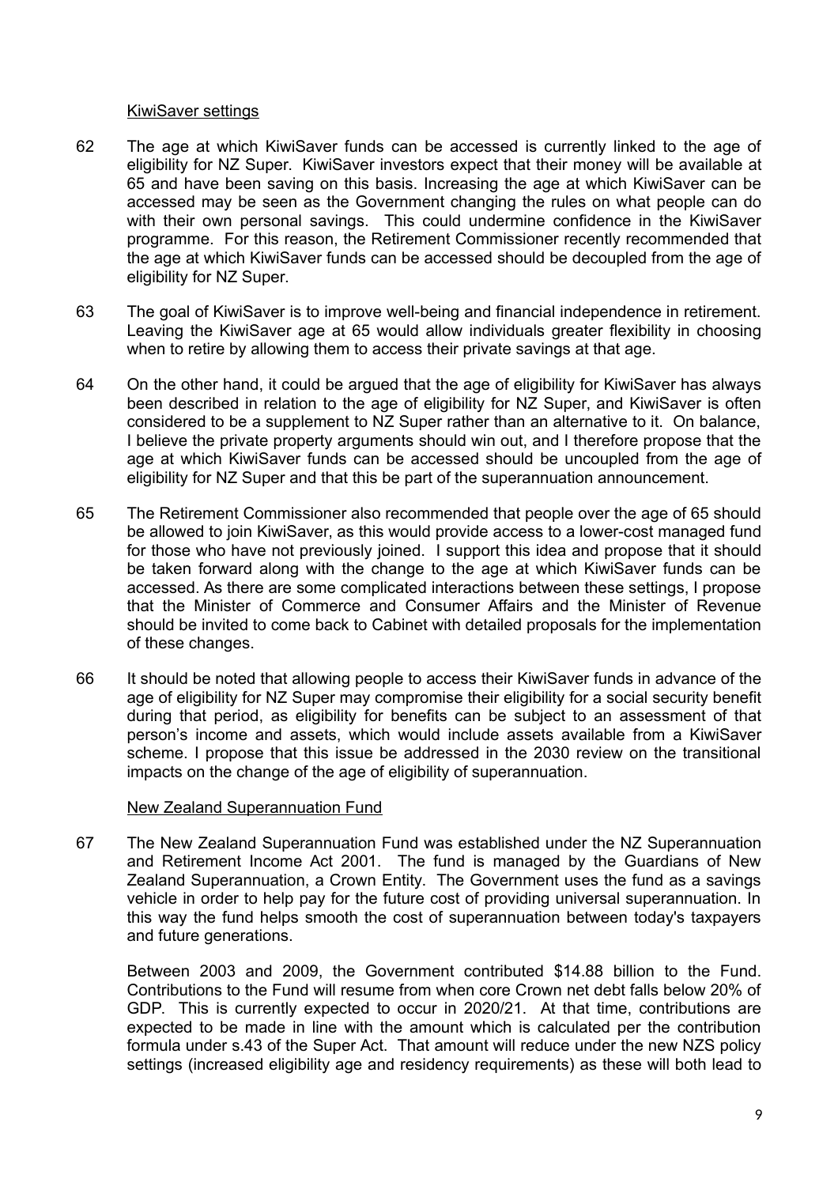<u>KiwiSaver settings</u>

62 The age at which KiwiSaver funds can be accessed is currently linked to the age of eligibility for NZ Super. KiwiSaver investors expect that their money will be available at 65 and have been saving on this basis. Increasing the age at which KiwiSaver can be accessed may be seen as the Government changing the rules on what people can do with their own personal savings. This could undermine confidence in the KiwiSaver programme. For this reason, the Retirement Commissioner recently recommended that the age at which KiwiSaver funds can be accessed should be decoupled from the age of eligibility for NZ Super.

63 The goal of KiwiSaver is to improve well-being and financial independence in retirement. Leaving the KiwiSaver age at 65 would allow individuals greater flexibility in choosing when to retire by allowing them to access their private savings at that age.

64 On the other hand, it could be argued that the age of eligibility for KiwiSaver has always been described in relation to the age of eligibility for NZ Super, and KiwiSaver is often considered to be a supplement to NZ Super rather than an alternative to it. On balance, I believe the private property arguments should win out, and I therefore propose that the age at which KiwiSaver funds can be accessed should be uncoupled from the age of eligibility for NZ Super and that this be part of the superannuation announcement.

65 The Retirement Commissioner also recommended that people over the age of 65 should be allowed to join KiwiSaver, as this would provide access to a lower-cost managed fund for those who have not previously joined. I support this idea and propose that it should be taken forward along with the change to the age at which KiwiSaver funds can be accessed. As there are some complicated interactions between these settings, I propose that the Minister of Commerce and Consumer Affairs and the Minister of Revenue should be invited to come back to Cabinet with detailed proposals for the implementation of these changes.

66 It should be noted that allowing people to access their KiwiSaver funds in advance of the age of eligibility for NZ Super may compromise their eligibility for a social security benefit during that period, as eligibility for benefits can be subject to an assessment of that person's income and assets, which would include assets available from a KiwiSaver scheme. I propose that this issue be addressed in the 2030 review on the transitional impacts on the change of the age of eligibility of superannuation.

<u>New Zealand Superannuation Fund</u>

67 The New Zealand Superannuation Fund was established under the NZ Superannuation and Retirement Income Act 2001. The fund is managed by the Guardians of New Zealand Superannuation, a Crown Entity. The Government uses the fund as a savings vehicle in order to help pay for the future cost of providing universal superannuation. In this way the fund helps smooth the cost of superannuation between today's taxpayers and future generations.

Between 2003 and 2009, the Government contributed \$14.88 billion to the Fund. Contributions to the Fund will resume from when core Crown net debt falls below 20% of GDP. This is currently expected to occur in 2020/21. At that time, contributions are expected to be made in line with the amount which is calculated per the contribution formula under s.43 of the Super Act. That amount will reduce under the new NZS policy settings (increased eligibility age and residency requirements) as these will both lead to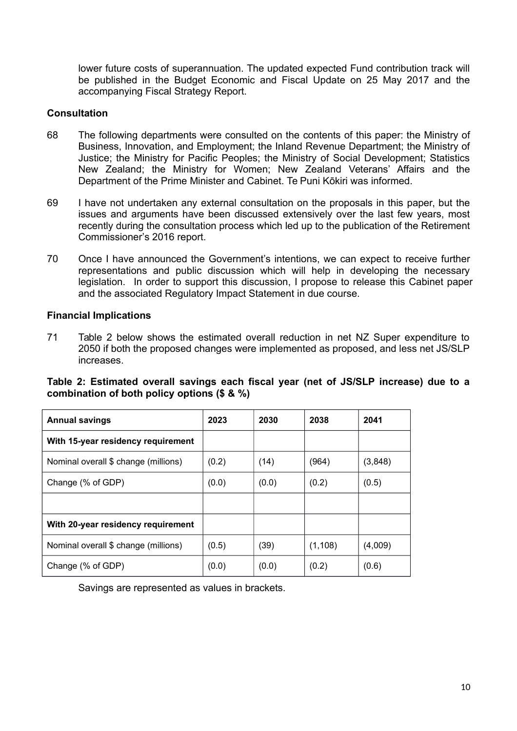lower future costs of superannuation. The updated expected Fund contribution track will be published in the Budget Economic and Fiscal Update on 25 May 2017 and the accompanying Fiscal Strategy Report.

### Consultation

68 The following departments were consulted on the contents of this paper: the Ministry of Business, Innovation, and Employment; the Inland Revenue Department; the Ministry of Justice; the Ministry for Pacific Peoples; the Ministry of Social Development; Statistics New Zealand; the Ministry for Women; New Zealand Veterans' Affairs and the Department of the Prime Minister and Cabinet. Te Puni Kōkiri was informed.

69 I have not undertaken any external consultation on the proposals in this paper, but the issues and arguments have been discussed extensively over the last few years, most recently during the consultation process which led up to the publication of the Retirement Commissioner's 2016 report.

70 Once I have announced the Government's intentions, we can expect to receive further representations and public discussion which will help in developing the necessary legislation. In order to support this discussion, I propose to release this Cabinet paper and the associated Regulatory Impact Statement in due course.

### Financial Implications

71 Table 2 below shows the estimated overall reduction in net NZ Super expenditure to 2050 if both the proposed changes were implemented as proposed, and less net JS/SLP increases.

**Table 2: Estimated overall savings each fiscal year (net of JS/SLP increase) due to a combination of both policy options ($ & %)**

| Annual savings | 2023 | 2030 | 2038 | 2041 |
|---|---|---|---|---|
| **With 15-year residency requirement** | | | | |
| Nominal overall $ change (millions) | (0.2) | (14) | (964) | (3,848) |
| Change (% of GDP) | (0.0) | (0.0) | (0.2) | (0.5) |
| | | | | |
| **With 20-year residency requirement** | | | | |
| Nominal overall $ change (millions) | (0.5) | (39) | (1,108) | (4,009) |
| Change (% of GDP) | (0.0) | (0.0) | (0.2) | (0.6) |

Savings are represented as values in brackets.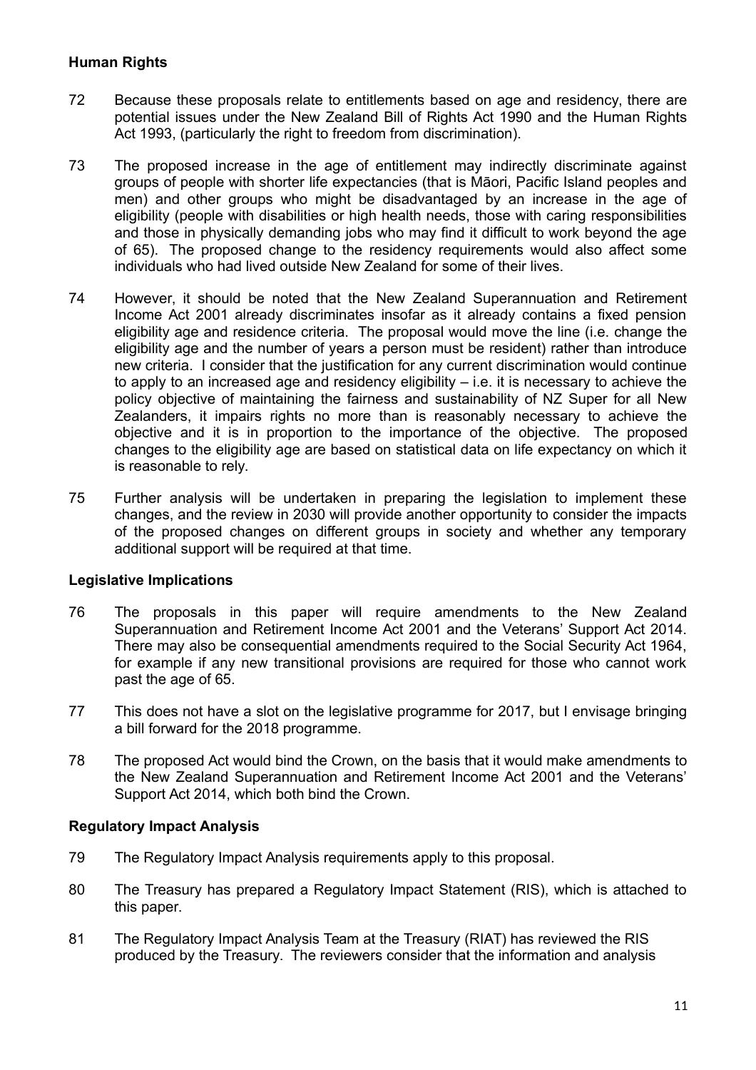**Human Rights**

72 Because these proposals relate to entitlements based on age and residency, there are potential issues under the New Zealand Bill of Rights Act 1990 and the Human Rights Act 1993, (particularly the right to freedom from discrimination).

73 The proposed increase in the age of entitlement may indirectly discriminate against groups of people with shorter life expectancies (that is Māori, Pacific Island peoples and men) and other groups who might be disadvantaged by an increase in the age of eligibility (people with disabilities or high health needs, those with caring responsibilities and those in physically demanding jobs who may find it difficult to work beyond the age of 65). The proposed change to the residency requirements would also affect some individuals who had lived outside New Zealand for some of their lives.

74 However, it should be noted that the New Zealand Superannuation and Retirement Income Act 2001 already discriminates insofar as it already contains a fixed pension eligibility age and residence criteria. The proposal would move the line (i.e. change the eligibility age and the number of years a person must be resident) rather than introduce new criteria. I consider that the justification for any current discrimination would continue to apply to an increased age and residency eligibility – i.e. it is necessary to achieve the policy objective of maintaining the fairness and sustainability of NZ Super for all New Zealanders, it impairs rights no more than is reasonably necessary to achieve the objective and it is in proportion to the importance of the objective. The proposed changes to the eligibility age are based on statistical data on life expectancy on which it is reasonable to rely.

75 Further analysis will be undertaken in preparing the legislation to implement these changes, and the review in 2030 will provide another opportunity to consider the impacts of the proposed changes on different groups in society and whether any temporary additional support will be required at that time.

**Legislative Implications**

76 The proposals in this paper will require amendments to the New Zealand Superannuation and Retirement Income Act 2001 and the Veterans' Support Act 2014. There may also be consequential amendments required to the Social Security Act 1964, for example if any new transitional provisions are required for those who cannot work past the age of 65.

77 This does not have a slot on the legislative programme for 2017, but I envisage bringing a bill forward for the 2018 programme.

78 The proposed Act would bind the Crown, on the basis that it would make amendments to the New Zealand Superannuation and Retirement Income Act 2001 and the Veterans' Support Act 2014, which both bind the Crown.

**Regulatory Impact Analysis**

79 The Regulatory Impact Analysis requirements apply to this proposal.

80 The Treasury has prepared a Regulatory Impact Statement (RIS), which is attached to this paper.

81 The Regulatory Impact Analysis Team at the Treasury (RIAT) has reviewed the RIS produced by the Treasury. The reviewers consider that the information and analysis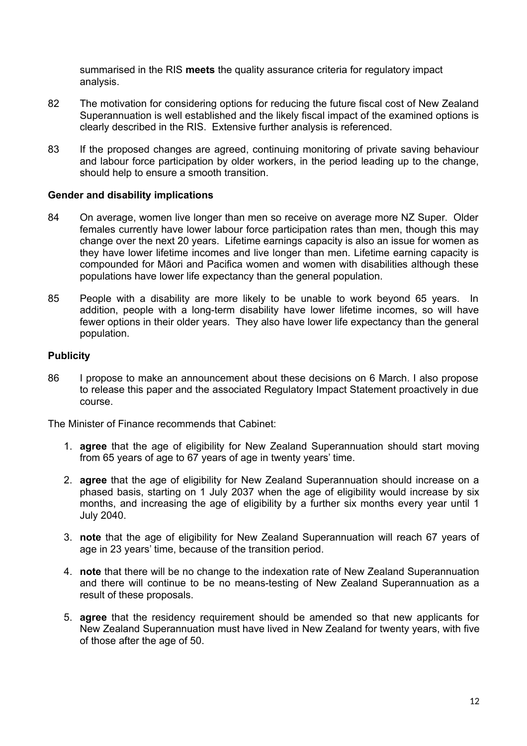summarised in the RIS **meets** the quality assurance criteria for regulatory impact analysis.

82 The motivation for considering options for reducing the future fiscal cost of New Zealand Superannuation is well established and the likely fiscal impact of the examined options is clearly described in the RIS. Extensive further analysis is referenced.

83 If the proposed changes are agreed, continuing monitoring of private saving behaviour and labour force participation by older workers, in the period leading up to the change, should help to ensure a smooth transition.

**Gender and disability implications**

84 On average, women live longer than men so receive on average more NZ Super. Older females currently have lower labour force participation rates than men, though this may change over the next 20 years. Lifetime earnings capacity is also an issue for women as they have lower lifetime incomes and live longer than men. Lifetime earning capacity is compounded for Māori and Pacifica women and women with disabilities although these populations have lower life expectancy than the general population.

85 People with a disability are more likely to be unable to work beyond 65 years. In addition, people with a long-term disability have lower lifetime incomes, so will have fewer options in their older years. They also have lower life expectancy than the general population.

**Publicity**

86 I propose to make an announcement about these decisions on 6 March. I also propose to release this paper and the associated Regulatory Impact Statement proactively in due course.

The Minister of Finance recommends that Cabinet:

1. **agree** that the age of eligibility for New Zealand Superannuation should start moving from 65 years of age to 67 years of age in twenty years' time.

2. **agree** that the age of eligibility for New Zealand Superannuation should increase on a phased basis, starting on 1 July 2037 when the age of eligibility would increase by six months, and increasing the age of eligibility by a further six months every year until 1 July 2040.

3. **note** that the age of eligibility for New Zealand Superannuation will reach 67 years of age in 23 years' time, because of the transition period.

4. **note** that there will be no change to the indexation rate of New Zealand Superannuation and there will continue to be no means-testing of New Zealand Superannuation as a result of these proposals.

5. **agree** that the residency requirement should be amended so that new applicants for New Zealand Superannuation must have lived in New Zealand for twenty years, with five of those after the age of 50.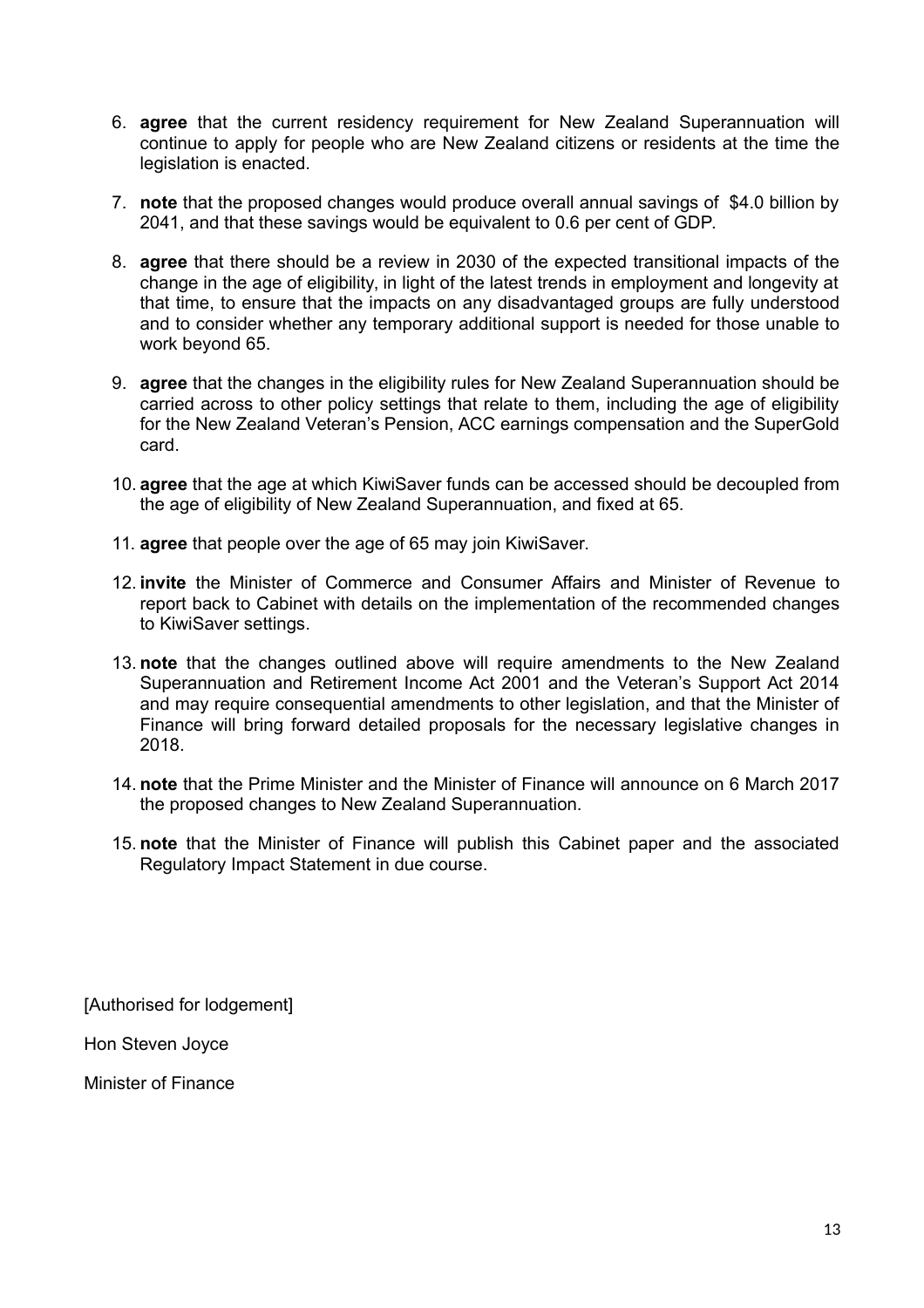6. **agree** that the current residency requirement for New Zealand Superannuation will continue to apply for people who are New Zealand citizens or residents at the time the legislation is enacted.

7. **note** that the proposed changes would produce overall annual savings of $4.0 billion by 2041, and that these savings would be equivalent to 0.6 per cent of GDP.

8. **agree** that there should be a review in 2030 of the expected transitional impacts of the change in the age of eligibility, in light of the latest trends in employment and longevity at that time, to ensure that the impacts on any disadvantaged groups are fully understood and to consider whether any temporary additional support is needed for those unable to work beyond 65.

9. **agree** that the changes in the eligibility rules for New Zealand Superannuation should be carried across to other policy settings that relate to them, including the age of eligibility for the New Zealand Veteran's Pension, ACC earnings compensation and the SuperGold card.

10. **agree** that the age at which KiwiSaver funds can be accessed should be decoupled from the age of eligibility of New Zealand Superannuation, and fixed at 65.

11. **agree** that people over the age of 65 may join KiwiSaver.

12. **invite** the Minister of Commerce and Consumer Affairs and Minister of Revenue to report back to Cabinet with details on the implementation of the recommended changes to KiwiSaver settings.

13. **note** that the changes outlined above will require amendments to the New Zealand Superannuation and Retirement Income Act 2001 and the Veteran's Support Act 2014 and may require consequential amendments to other legislation, and that the Minister of Finance will bring forward detailed proposals for the necessary legislative changes in 2018.

14. **note** that the Prime Minister and the Minister of Finance will announce on 6 March 2017 the proposed changes to New Zealand Superannuation.

15. **note** that the Minister of Finance will publish this Cabinet paper and the associated Regulatory Impact Statement in due course.

[Authorised for lodgement]

Hon Steven Joyce

Minister of Finance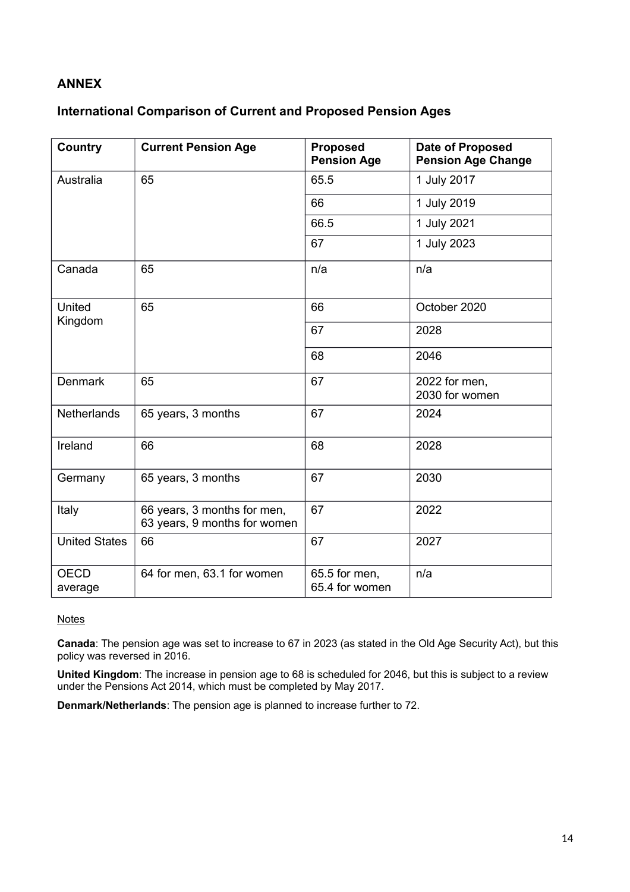## ANNEX

### International Comparison of Current and Proposed Pension Ages

| Country | Current Pension Age | Proposed Pension Age | Date of Proposed Pension Age Change |
|---|---|---|---|
| Australia | 65 | 65.5 | 1 July 2017 |
| | | 66 | 1 July 2019 |
| | | 66.5 | 1 July 2021 |
| | | 67 | 1 July 2023 |
| Canada | 65 | n/a | n/a |
| United Kingdom | 65 | 66 | October 2020 |
| | | 67 | 2028 |
| | | 68 | 2046 |
| Denmark | 65 | 67 | 2022 for men, 2030 for women |
| Netherlands | 65 years, 3 months | 67 | 2024 |
| Ireland | 66 | 68 | 2028 |
| Germany | 65 years, 3 months | 67 | 2030 |
| Italy | 66 years, 3 months for men, 63 years, 9 months for women | 67 | 2022 |
| United States | 66 | 67 | 2027 |
| OECD average | 64 for men, 63.1 for women | 65.5 for men, 65.4 for women | n/a |

Notes

**Canada**: The pension age was set to increase to 67 in 2023 (as stated in the Old Age Security Act), but this policy was reversed in 2016.

**United Kingdom**: The increase in pension age to 68 is scheduled for 2046, but this is subject to a review under the Pensions Act 2014, which must be completed by May 2017.

**Denmark/Netherlands**: The pension age is planned to increase further to 72.